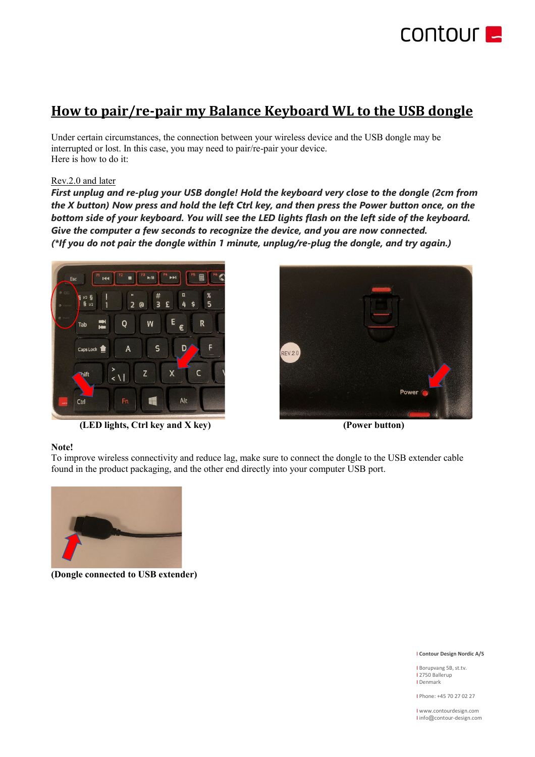# How to pair/re-pair my Balance Keyboard WL to the USB dongle

Under certain circumstances, the connection between your wireless device and the USB dongle may be interrupted or lost. In this case, you may need to pair/re-pair your device.
Here is how to do it:

Rev.2.0 and later

***First unplug and re-plug your USB dongle! Hold the keyboard very close to the dongle (2cm from the X button) Now press and hold the left Ctrl key, and then press the Power button once, on the bottom side of your keyboard. You will see the LED lights flash on the left side of the keyboard. Give the computer a few seconds to recognize the device, and you are now connected.***
***(\*If you do not pair the dongle within 1 minute, unplug/re-plug the dongle, and try again.)***

**(LED lights, Ctrl key and X key)**

**(Power button)**

**Note!**
To improve wireless connectivity and reduce lag, make sure to connect the dongle to the USB extender cable found in the product packaging, and the other end directly into your computer USB port.

**(Dongle connected to USB extender)**

**Contour Design Nordic A/S**

Borupvang 5B, st.tv.
2750 Ballerup
Denmark

Phone: +45 70 27 02 27

www.contourdesign.com
info@contour-design.com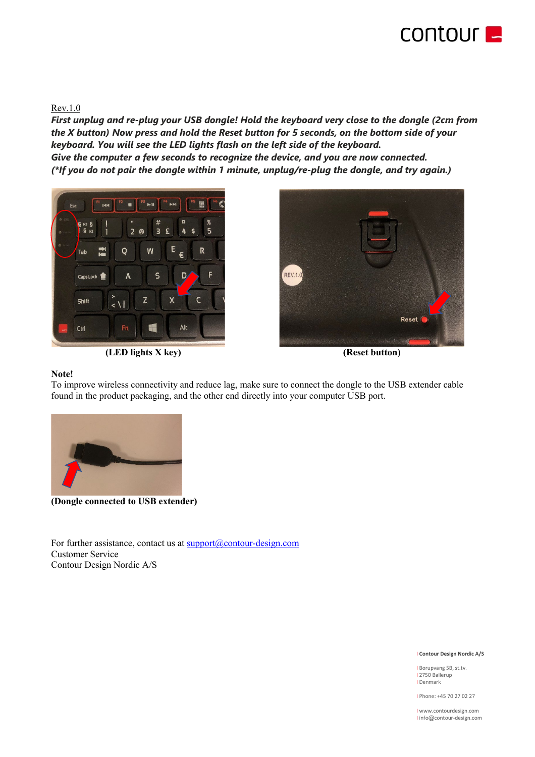Rev.1.0

***First unplug and re-plug your USB dongle! Hold the keyboard very close to the dongle (2cm from the X button) Now press and hold the Reset button for 5 seconds, on the bottom side of your keyboard. You will see the LED lights flash on the left side of the keyboard.***
***Give the computer a few seconds to recognize the device, and you are now connected.***
***(\*If you do not pair the dongle within 1 minute, unplug/re-plug the dongle, and try again.)***

**(LED lights X key)**

**(Reset button)**

**Note!**
To improve wireless connectivity and reduce lag, make sure to connect the dongle to the USB extender cable found in the product packaging, and the other end directly into your computer USB port.

**(Dongle connected to USB extender)**

For further assistance, contact us at support@contour-design.com
Customer Service
Contour Design Nordic A/S

**Contour Design Nordic A/S**

Borupvang 5B, st.tv.
2750 Ballerup
Denmark

Phone: +45 70 27 02 27

www.contourdesign.com
info@contour-design.com